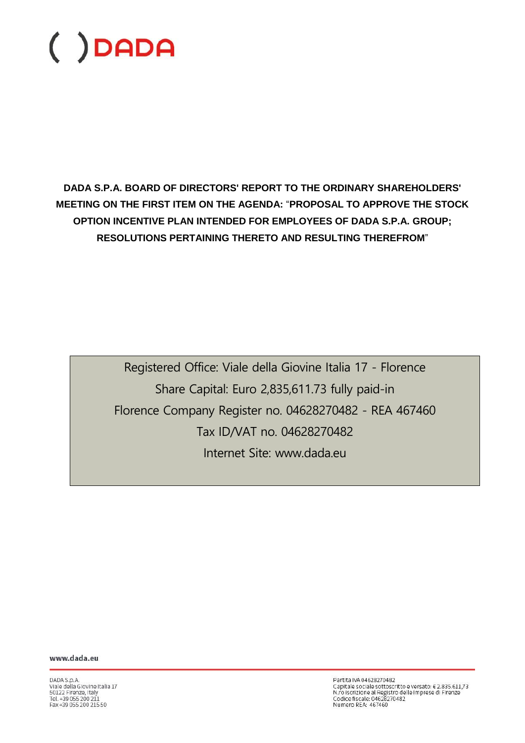# DADA S.P.A. BOARD OF DIRECTORS' REPORT TO THE ORDINARY SHAREHOLDERS' MEETING ON THE FIRST ITEM ON THE AGENDA: "PROPOSAL TO APPROVE THE STOCK OPTION INCENTIVE PLAN INTENDED FOR EMPLOYEES OF DADA S.P.A. GROUP; RESOLUTIONS PERTAINING THERETO AND RESULTING THEREFROM"

Registered Office: Viale della Giovine Italia 17 - Florence

Share Capital: Euro 2,835,611.73 fully paid-in

Florence Company Register no. 04628270482 - REA 467460

Tax ID/VAT no. 04628270482

Internet Site: www.dada.eu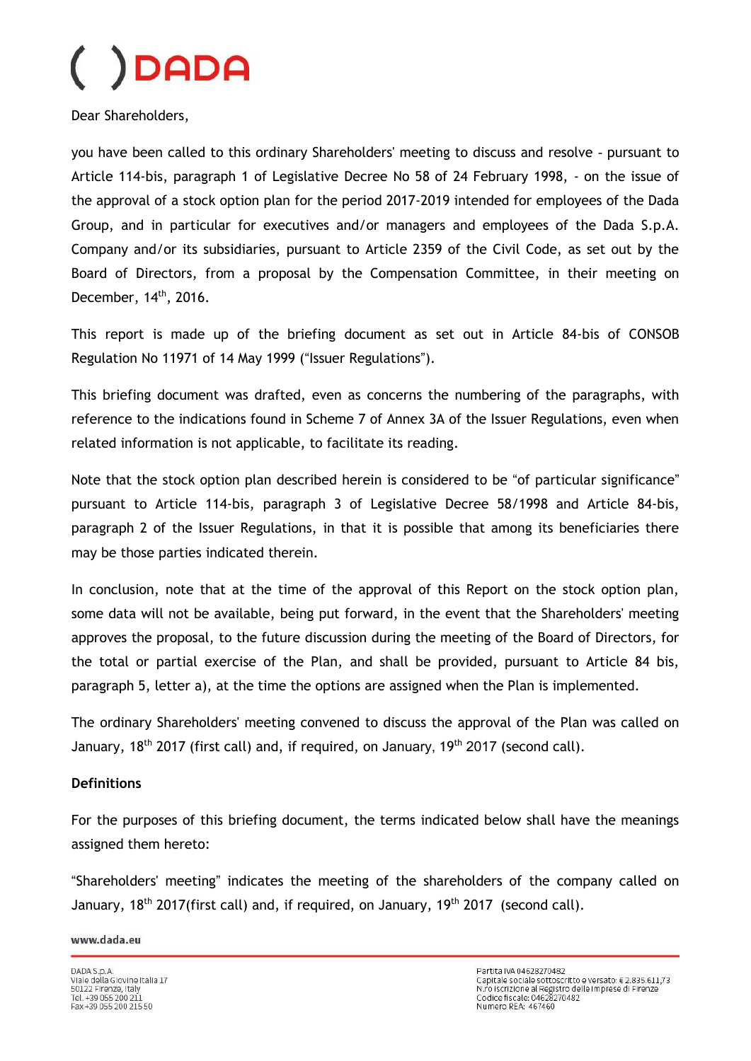Dear Shareholders,

you have been called to this ordinary Shareholders' meeting to discuss and resolve - pursuant to Article 114-bis, paragraph 1 of Legislative Decree No 58 of 24 February 1998, - on the issue of the approval of a stock option plan for the period 2017-2019 intended for employees of the Dada Group, and in particular for executives and/or managers and employees of the Dada S.p.A. Company and/or its subsidiaries, pursuant to Article 2359 of the Civil Code, as set out by the Board of Directors, from a proposal by the Compensation Committee, in their meeting on December, 14th, 2016.

This report is made up of the briefing document as set out in Article 84-bis of CONSOB Regulation No 11971 of 14 May 1999 ("Issuer Regulations").

This briefing document was drafted, even as concerns the numbering of the paragraphs, with reference to the indications found in Scheme 7 of Annex 3A of the Issuer Regulations, even when related information is not applicable, to facilitate its reading.

Note that the stock option plan described herein is considered to be "of particular significance" pursuant to Article 114-bis, paragraph 3 of Legislative Decree 58/1998 and Article 84-bis, paragraph 2 of the Issuer Regulations, in that it is possible that among its beneficiaries there may be those parties indicated therein.

In conclusion, note that at the time of the approval of this Report on the stock option plan, some data will not be available, being put forward, in the event that the Shareholders' meeting approves the proposal, to the future discussion during the meeting of the Board of Directors, for the total or partial exercise of the Plan, and shall be provided, pursuant to Article 84 bis, paragraph 5, letter a), at the time the options are assigned when the Plan is implemented.

The ordinary Shareholders' meeting convened to discuss the approval of the Plan was called on January, 18th 2017 (first call) and, if required, on January, 19th 2017 (second call).

**Definitions**

For the purposes of this briefing document, the terms indicated below shall have the meanings assigned them hereto:

"Shareholders' meeting" indicates the meeting of the shareholders of the company called on January, 18th 2017(first call) and, if required, on January, 19th 2017 (second call).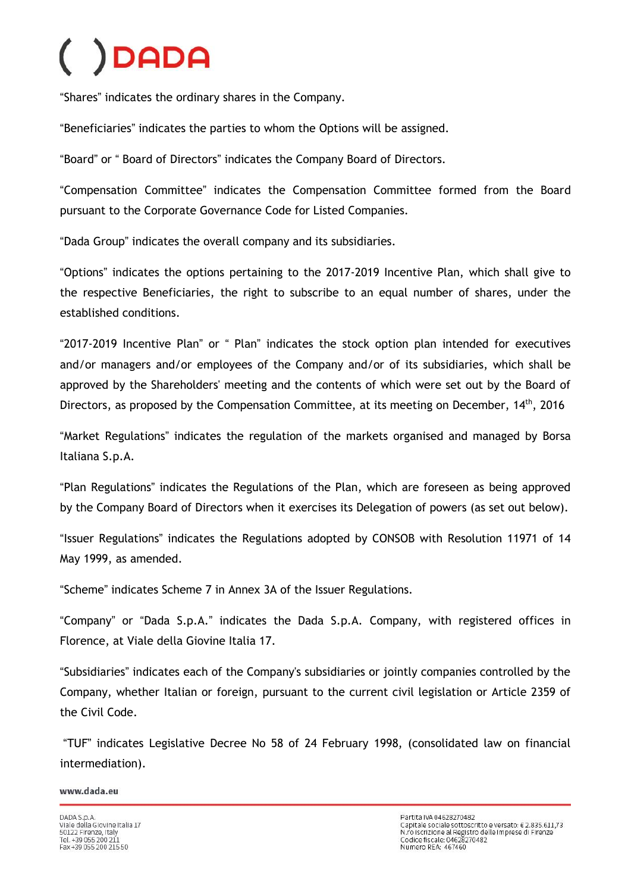"Shares" indicates the ordinary shares in the Company.

"Beneficiaries" indicates the parties to whom the Options will be assigned.

"Board" or " Board of Directors" indicates the Company Board of Directors.

"Compensation Committee" indicates the Compensation Committee formed from the Board pursuant to the Corporate Governance Code for Listed Companies.

"Dada Group" indicates the overall company and its subsidiaries.

"Options" indicates the options pertaining to the 2017-2019 Incentive Plan, which shall give to the respective Beneficiaries, the right to subscribe to an equal number of shares, under the established conditions.

"2017-2019 Incentive Plan" or " Plan" indicates the stock option plan intended for executives and/or managers and/or employees of the Company and/or of its subsidiaries, which shall be approved by the Shareholders' meeting and the contents of which were set out by the Board of Directors, as proposed by the Compensation Committee, at its meeting on December, 14th, 2016

"Market Regulations" indicates the regulation of the markets organised and managed by Borsa Italiana S.p.A.

"Plan Regulations" indicates the Regulations of the Plan, which are foreseen as being approved by the Company Board of Directors when it exercises its Delegation of powers (as set out below).

"Issuer Regulations" indicates the Regulations adopted by CONSOB with Resolution 11971 of 14 May 1999, as amended.

"Scheme" indicates Scheme 7 in Annex 3A of the Issuer Regulations.

"Company" or "Dada S.p.A." indicates the Dada S.p.A. Company, with registered offices in Florence, at Viale della Giovine Italia 17.

"Subsidiaries" indicates each of the Company's subsidiaries or jointly companies controlled by the Company, whether Italian or foreign, pursuant to the current civil legislation or Article 2359 of the Civil Code.

"TUF" indicates Legislative Decree No 58 of 24 February 1998, (consolidated law on financial intermediation).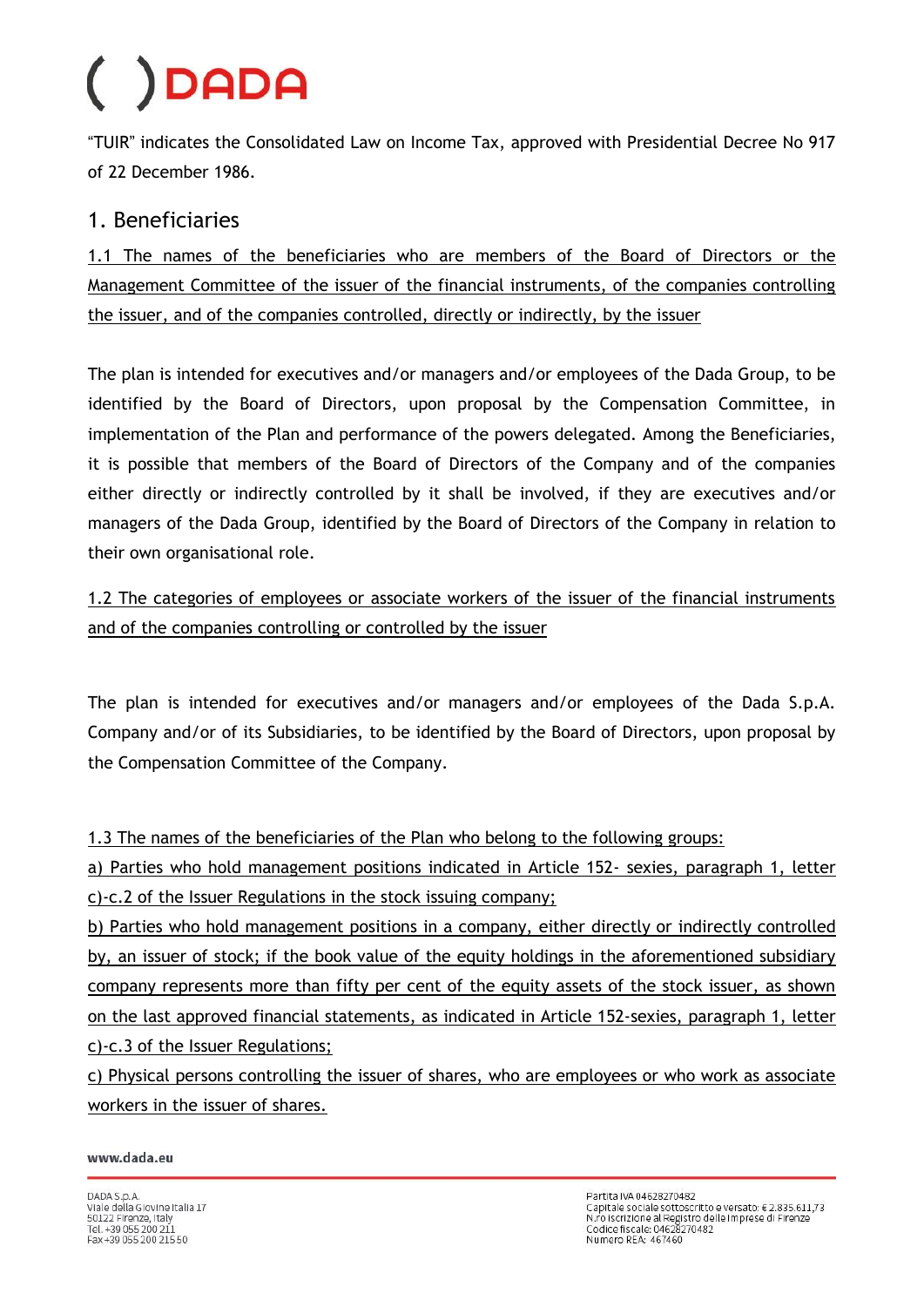"TUIR" indicates the Consolidated Law on Income Tax, approved with Presidential Decree No 917 of 22 December 1986.

## 1. Beneficiaries

1.1 The names of the beneficiaries who are members of the Board of Directors or the Management Committee of the issuer of the financial instruments, of the companies controlling the issuer, and of the companies controlled, directly or indirectly, by the issuer

The plan is intended for executives and/or managers and/or employees of the Dada Group, to be identified by the Board of Directors, upon proposal by the Compensation Committee, in implementation of the Plan and performance of the powers delegated. Among the Beneficiaries, it is possible that members of the Board of Directors of the Company and of the companies either directly or indirectly controlled by it shall be involved, if they are executives and/or managers of the Dada Group, identified by the Board of Directors of the Company in relation to their own organisational role.

1.2 The categories of employees or associate workers of the issuer of the financial instruments and of the companies controlling or controlled by the issuer

The plan is intended for executives and/or managers and/or employees of the Dada S.p.A. Company and/or of its Subsidiaries, to be identified by the Board of Directors, upon proposal by the Compensation Committee of the Company.

1.3 The names of the beneficiaries of the Plan who belong to the following groups:

a) Parties who hold management positions indicated in Article 152- sexies, paragraph 1, letter c)-c.2 of the Issuer Regulations in the stock issuing company;

b) Parties who hold management positions in a company, either directly or indirectly controlled by, an issuer of stock; if the book value of the equity holdings in the aforementioned subsidiary company represents more than fifty per cent of the equity assets of the stock issuer, as shown on the last approved financial statements, as indicated in Article 152-sexies, paragraph 1, letter c)-c.3 of the Issuer Regulations;

c) Physical persons controlling the issuer of shares, who are employees or who work as associate workers in the issuer of shares.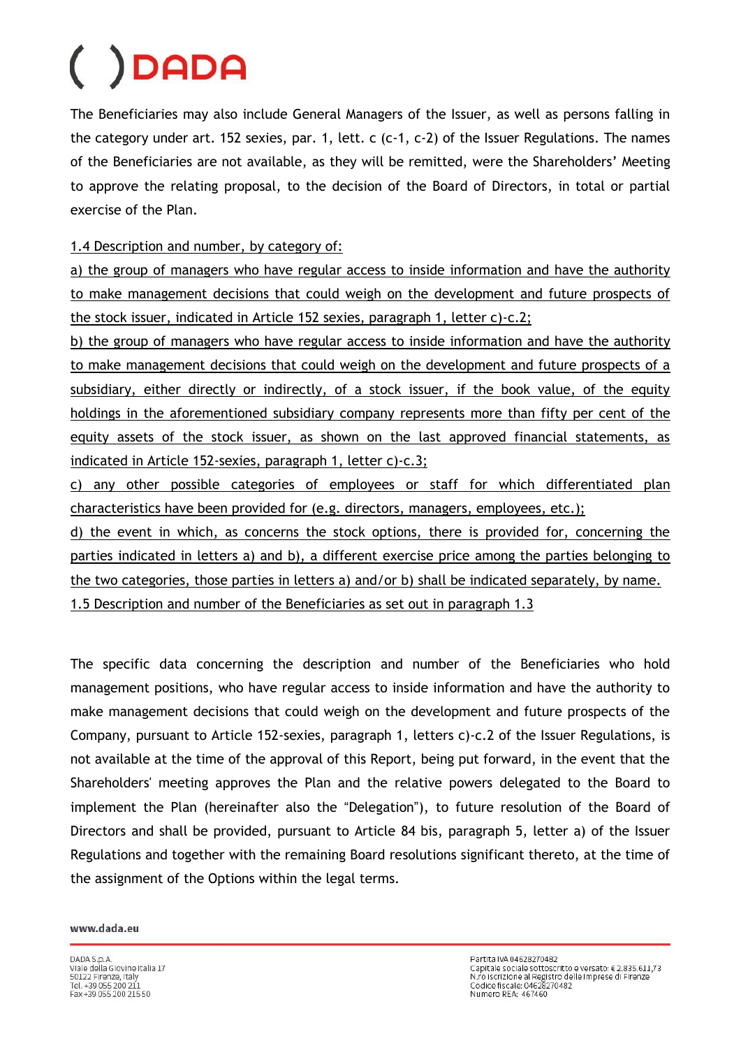The Beneficiaries may also include General Managers of the Issuer, as well as persons falling in the category under art. 152 sexies, par. 1, lett. c (c-1, c-2) of the Issuer Regulations. The names of the Beneficiaries are not available, as they will be remitted, were the Shareholders' Meeting to approve the relating proposal, to the decision of the Board of Directors, in total or partial exercise of the Plan.

1.4 Description and number, by category of:

a) the group of managers who have regular access to inside information and have the authority to make management decisions that could weigh on the development and future prospects of the stock issuer, indicated in Article 152 sexies, paragraph 1, letter c)-c.2;

b) the group of managers who have regular access to inside information and have the authority to make management decisions that could weigh on the development and future prospects of a subsidiary, either directly or indirectly, of a stock issuer, if the book value, of the equity holdings in the aforementioned subsidiary company represents more than fifty per cent of the equity assets of the stock issuer, as shown on the last approved financial statements, as indicated in Article 152-sexies, paragraph 1, letter c)-c.3;

c) any other possible categories of employees or staff for which differentiated plan characteristics have been provided for (e.g. directors, managers, employees, etc.);

d) the event in which, as concerns the stock options, there is provided for, concerning the parties indicated in letters a) and b), a different exercise price among the parties belonging to the two categories, those parties in letters a) and/or b) shall be indicated separately, by name.

1.5 Description and number of the Beneficiaries as set out in paragraph 1.3

The specific data concerning the description and number of the Beneficiaries who hold management positions, who have regular access to inside information and have the authority to make management decisions that could weigh on the development and future prospects of the Company, pursuant to Article 152-sexies, paragraph 1, letters c)-c.2 of the Issuer Regulations, is not available at the time of the approval of this Report, being put forward, in the event that the Shareholders' meeting approves the Plan and the relative powers delegated to the Board to implement the Plan (hereinafter also the "Delegation"), to future resolution of the Board of Directors and shall be provided, pursuant to Article 84 bis, paragraph 5, letter a) of the Issuer Regulations and together with the remaining Board resolutions significant thereto, at the time of the assignment of the Options within the legal terms.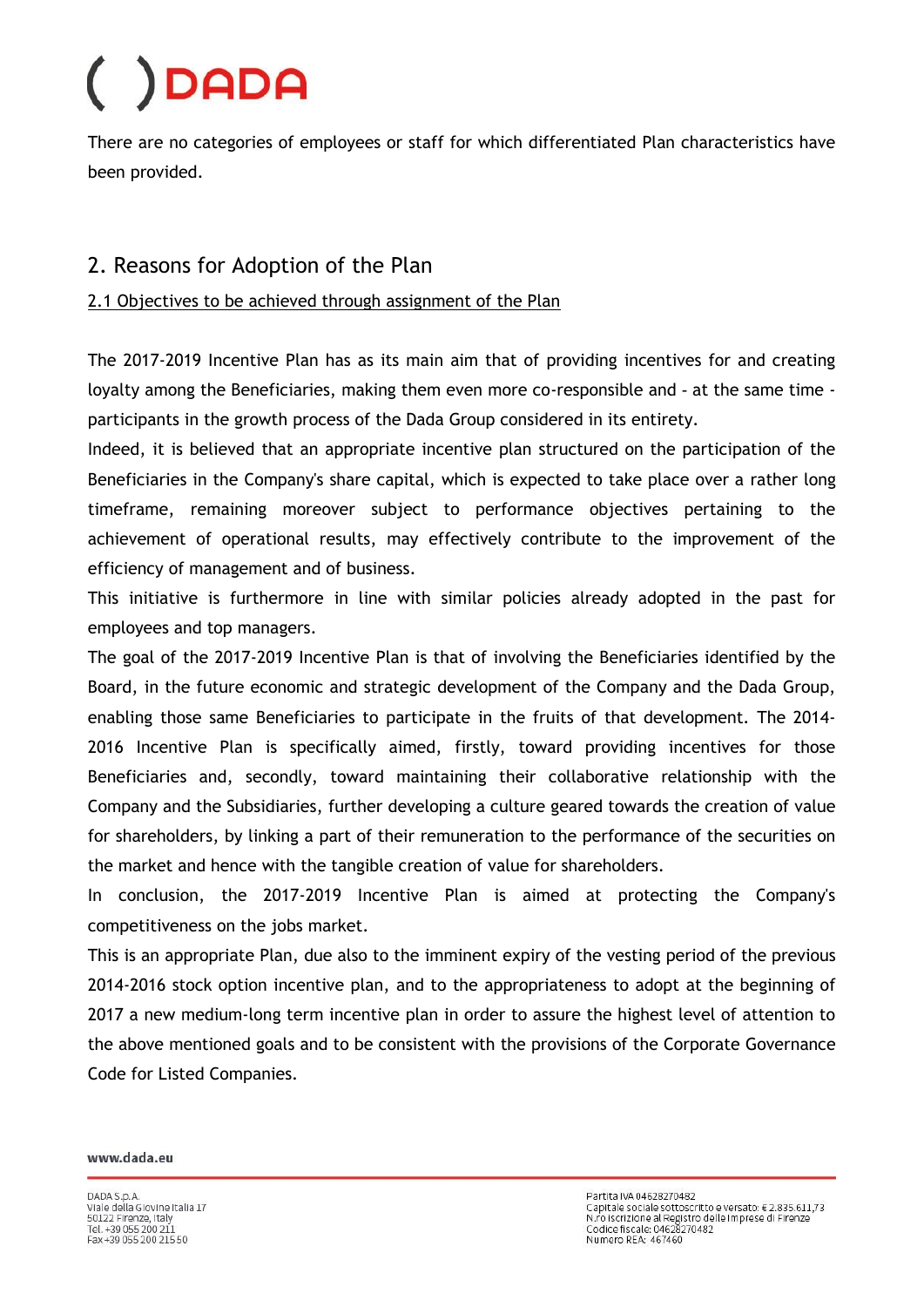There are no categories of employees or staff for which differentiated Plan characteristics have been provided.

## 2. Reasons for Adoption of the Plan

2.1 Objectives to be achieved through assignment of the Plan

The 2017-2019 Incentive Plan has as its main aim that of providing incentives for and creating loyalty among the Beneficiaries, making them even more co-responsible and - at the same time - participants in the growth process of the Dada Group considered in its entirety.

Indeed, it is believed that an appropriate incentive plan structured on the participation of the Beneficiaries in the Company's share capital, which is expected to take place over a rather long timeframe, remaining moreover subject to performance objectives pertaining to the achievement of operational results, may effectively contribute to the improvement of the efficiency of management and of business.

This initiative is furthermore in line with similar policies already adopted in the past for employees and top managers.

The goal of the 2017-2019 Incentive Plan is that of involving the Beneficiaries identified by the Board, in the future economic and strategic development of the Company and the Dada Group, enabling those same Beneficiaries to participate in the fruits of that development. The 2014-2016 Incentive Plan is specifically aimed, firstly, toward providing incentives for those Beneficiaries and, secondly, toward maintaining their collaborative relationship with the Company and the Subsidiaries, further developing a culture geared towards the creation of value for shareholders, by linking a part of their remuneration to the performance of the securities on the market and hence with the tangible creation of value for shareholders.

In conclusion, the 2017-2019 Incentive Plan is aimed at protecting the Company's competitiveness on the jobs market.

This is an appropriate Plan, due also to the imminent expiry of the vesting period of the previous 2014-2016 stock option incentive plan, and to the appropriateness to adopt at the beginning of 2017 a new medium-long term incentive plan in order to assure the highest level of attention to the above mentioned goals and to be consistent with the provisions of the Corporate Governance Code for Listed Companies.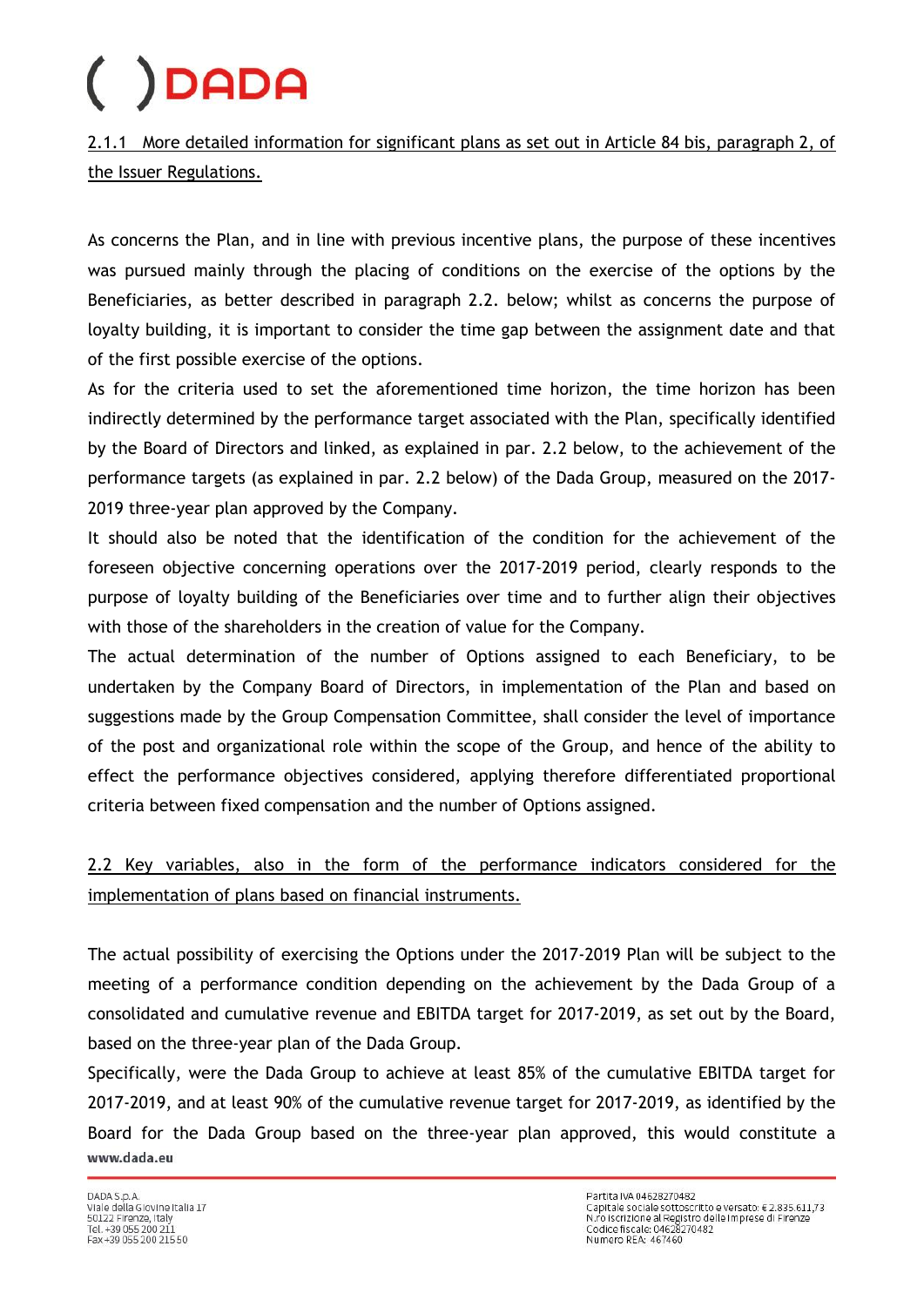2.1.1 More detailed information for significant plans as set out in Article 84 bis, paragraph 2, of the Issuer Regulations.

As concerns the Plan, and in line with previous incentive plans, the purpose of these incentives was pursued mainly through the placing of conditions on the exercise of the options by the Beneficiaries, as better described in paragraph 2.2. below; whilst as concerns the purpose of loyalty building, it is important to consider the time gap between the assignment date and that of the first possible exercise of the options.

As for the criteria used to set the aforementioned time horizon, the time horizon has been indirectly determined by the performance target associated with the Plan, specifically identified by the Board of Directors and linked, as explained in par. 2.2 below, to the achievement of the performance targets (as explained in par. 2.2 below) of the Dada Group, measured on the 2017-2019 three-year plan approved by the Company.

It should also be noted that the identification of the condition for the achievement of the foreseen objective concerning operations over the 2017-2019 period, clearly responds to the purpose of loyalty building of the Beneficiaries over time and to further align their objectives with those of the shareholders in the creation of value for the Company.

The actual determination of the number of Options assigned to each Beneficiary, to be undertaken by the Company Board of Directors, in implementation of the Plan and based on suggestions made by the Group Compensation Committee, shall consider the level of importance of the post and organizational role within the scope of the Group, and hence of the ability to effect the performance objectives considered, applying therefore differentiated proportional criteria between fixed compensation and the number of Options assigned.

2.2 Key variables, also in the form of the performance indicators considered for the implementation of plans based on financial instruments.

The actual possibility of exercising the Options under the 2017-2019 Plan will be subject to the meeting of a performance condition depending on the achievement by the Dada Group of a consolidated and cumulative revenue and EBITDA target for 2017-2019, as set out by the Board, based on the three-year plan of the Dada Group.

Specifically, were the Dada Group to achieve at least 85% of the cumulative EBITDA target for 2017-2019, and at least 90% of the cumulative revenue target for 2017-2019, as identified by the Board for the Dada Group based on the three-year plan approved, this would constitute a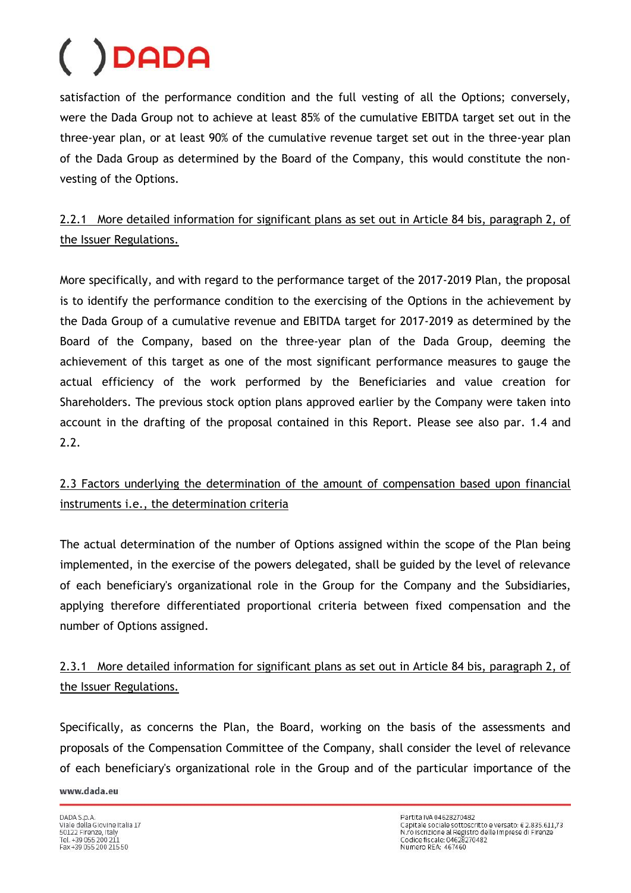satisfaction of the performance condition and the full vesting of all the Options; conversely, were the Dada Group not to achieve at least 85% of the cumulative EBITDA target set out in the three-year plan, or at least 90% of the cumulative revenue target set out in the three-year plan of the Dada Group as determined by the Board of the Company, this would constitute the non-vesting of the Options.

2.2.1 More detailed information for significant plans as set out in Article 84 bis, paragraph 2, of the Issuer Regulations.

More specifically, and with regard to the performance target of the 2017-2019 Plan, the proposal is to identify the performance condition to the exercising of the Options in the achievement by the Dada Group of a cumulative revenue and EBITDA target for 2017-2019 as determined by the Board of the Company, based on the three-year plan of the Dada Group, deeming the achievement of this target as one of the most significant performance measures to gauge the actual efficiency of the work performed by the Beneficiaries and value creation for Shareholders. The previous stock option plans approved earlier by the Company were taken into account in the drafting of the proposal contained in this Report. Please see also par. 1.4 and 2.2.

2.3 Factors underlying the determination of the amount of compensation based upon financial instruments i.e., the determination criteria

The actual determination of the number of Options assigned within the scope of the Plan being implemented, in the exercise of the powers delegated, shall be guided by the level of relevance of each beneficiary's organizational role in the Group for the Company and the Subsidiaries, applying therefore differentiated proportional criteria between fixed compensation and the number of Options assigned.

2.3.1 More detailed information for significant plans as set out in Article 84 bis, paragraph 2, of the Issuer Regulations.

Specifically, as concerns the Plan, the Board, working on the basis of the assessments and proposals of the Compensation Committee of the Company, shall consider the level of relevance of each beneficiary's organizational role in the Group and of the particular importance of the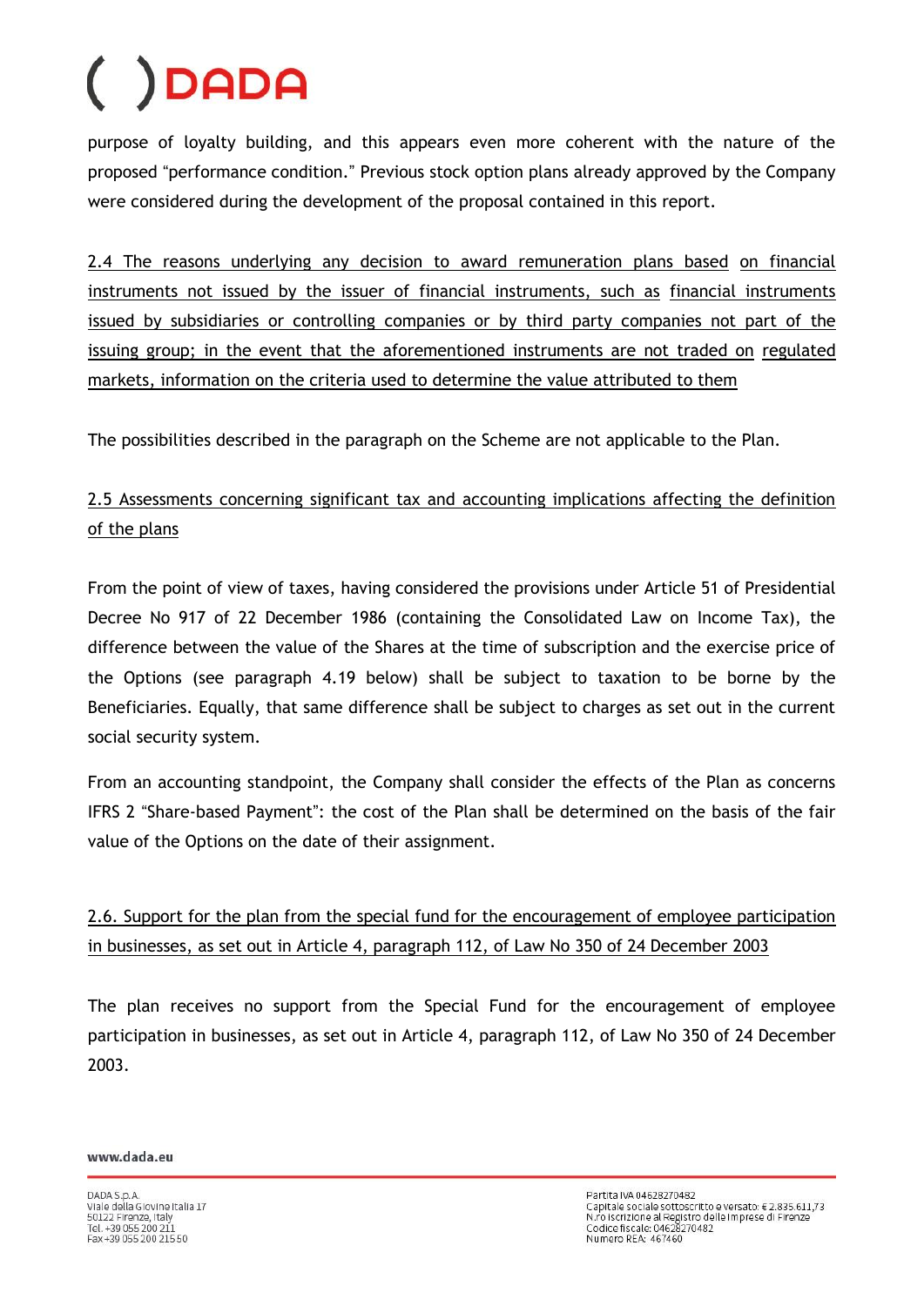purpose of loyalty building, and this appears even more coherent with the nature of the proposed "performance condition." Previous stock option plans already approved by the Company were considered during the development of the proposal contained in this report.

2.4 The reasons underlying any decision to award remuneration plans based on financial instruments not issued by the issuer of financial instruments, such as financial instruments issued by subsidiaries or controlling companies or by third party companies not part of the issuing group; in the event that the aforementioned instruments are not traded on regulated markets, information on the criteria used to determine the value attributed to them

The possibilities described in the paragraph on the Scheme are not applicable to the Plan.

2.5 Assessments concerning significant tax and accounting implications affecting the definition of the plans

From the point of view of taxes, having considered the provisions under Article 51 of Presidential Decree No 917 of 22 December 1986 (containing the Consolidated Law on Income Tax), the difference between the value of the Shares at the time of subscription and the exercise price of the Options (see paragraph 4.19 below) shall be subject to taxation to be borne by the Beneficiaries. Equally, that same difference shall be subject to charges as set out in the current social security system.

From an accounting standpoint, the Company shall consider the effects of the Plan as concerns IFRS 2 "Share-based Payment": the cost of the Plan shall be determined on the basis of the fair value of the Options on the date of their assignment.

2.6. Support for the plan from the special fund for the encouragement of employee participation in businesses, as set out in Article 4, paragraph 112, of Law No 350 of 24 December 2003

The plan receives no support from the Special Fund for the encouragement of employee participation in businesses, as set out in Article 4, paragraph 112, of Law No 350 of 24 December 2003.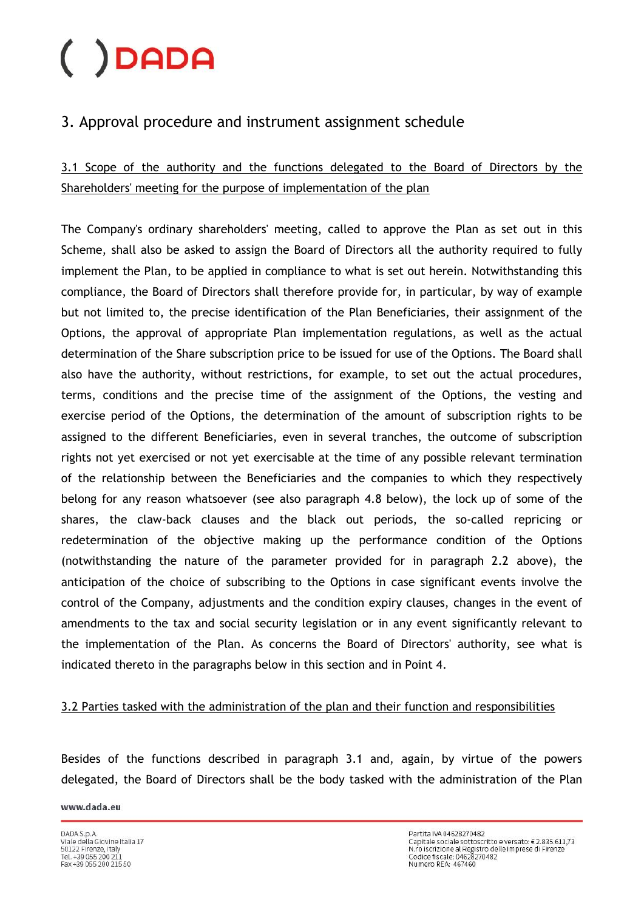## 3. Approval procedure and instrument assignment schedule

3.1 Scope of the authority and the functions delegated to the Board of Directors by the Shareholders' meeting for the purpose of implementation of the plan

The Company's ordinary shareholders' meeting, called to approve the Plan as set out in this Scheme, shall also be asked to assign the Board of Directors all the authority required to fully implement the Plan, to be applied in compliance to what is set out herein. Notwithstanding this compliance, the Board of Directors shall therefore provide for, in particular, by way of example but not limited to, the precise identification of the Plan Beneficiaries, their assignment of the Options, the approval of appropriate Plan implementation regulations, as well as the actual determination of the Share subscription price to be issued for use of the Options. The Board shall also have the authority, without restrictions, for example, to set out the actual procedures, terms, conditions and the precise time of the assignment of the Options, the vesting and exercise period of the Options, the determination of the amount of subscription rights to be assigned to the different Beneficiaries, even in several tranches, the outcome of subscription rights not yet exercised or not yet exercisable at the time of any possible relevant termination of the relationship between the Beneficiaries and the companies to which they respectively belong for any reason whatsoever (see also paragraph 4.8 below), the lock up of some of the shares, the claw-back clauses and the black out periods, the so-called repricing or redetermination of the objective making up the performance condition of the Options (notwithstanding the nature of the parameter provided for in paragraph 2.2 above), the anticipation of the choice of subscribing to the Options in case significant events involve the control of the Company, adjustments and the condition expiry clauses, changes in the event of amendments to the tax and social security legislation or in any event significantly relevant to the implementation of the Plan. As concerns the Board of Directors' authority, see what is indicated thereto in the paragraphs below in this section and in Point 4.

3.2 Parties tasked with the administration of the plan and their function and responsibilities

Besides of the functions described in paragraph 3.1 and, again, by virtue of the powers delegated, the Board of Directors shall be the body tasked with the administration of the Plan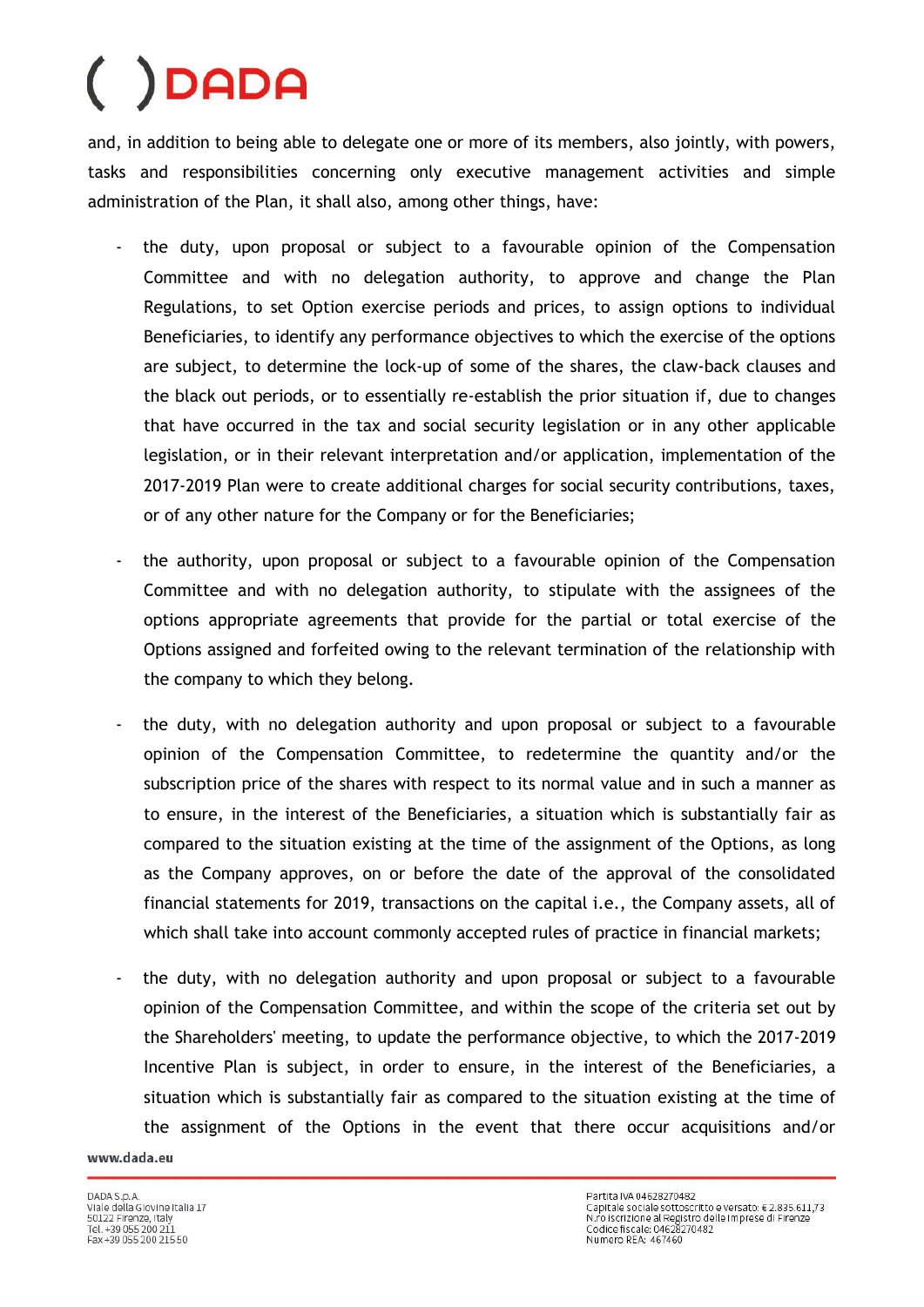and, in addition to being able to delegate one or more of its members, also jointly, with powers, tasks and responsibilities concerning only executive management activities and simple administration of the Plan, it shall also, among other things, have:

- the duty, upon proposal or subject to a favourable opinion of the Compensation Committee and with no delegation authority, to approve and change the Plan Regulations, to set Option exercise periods and prices, to assign options to individual Beneficiaries, to identify any performance objectives to which the exercise of the options are subject, to determine the lock-up of some of the shares, the claw-back clauses and the black out periods, or to essentially re-establish the prior situation if, due to changes that have occurred in the tax and social security legislation or in any other applicable legislation, or in their relevant interpretation and/or application, implementation of the 2017-2019 Plan were to create additional charges for social security contributions, taxes, or of any other nature for the Company or for the Beneficiaries;

- the authority, upon proposal or subject to a favourable opinion of the Compensation Committee and with no delegation authority, to stipulate with the assignees of the options appropriate agreements that provide for the partial or total exercise of the Options assigned and forfeited owing to the relevant termination of the relationship with the company to which they belong.

- the duty, with no delegation authority and upon proposal or subject to a favourable opinion of the Compensation Committee, to redetermine the quantity and/or the subscription price of the shares with respect to its normal value and in such a manner as to ensure, in the interest of the Beneficiaries, a situation which is substantially fair as compared to the situation existing at the time of the assignment of the Options, as long as the Company approves, on or before the date of the approval of the consolidated financial statements for 2019, transactions on the capital i.e., the Company assets, all of which shall take into account commonly accepted rules of practice in financial markets;

- the duty, with no delegation authority and upon proposal or subject to a favourable opinion of the Compensation Committee, and within the scope of the criteria set out by the Shareholders' meeting, to update the performance objective, to which the 2017-2019 Incentive Plan is subject, in order to ensure, in the interest of the Beneficiaries, a situation which is substantially fair as compared to the situation existing at the time of the assignment of the Options in the event that there occur acquisitions and/or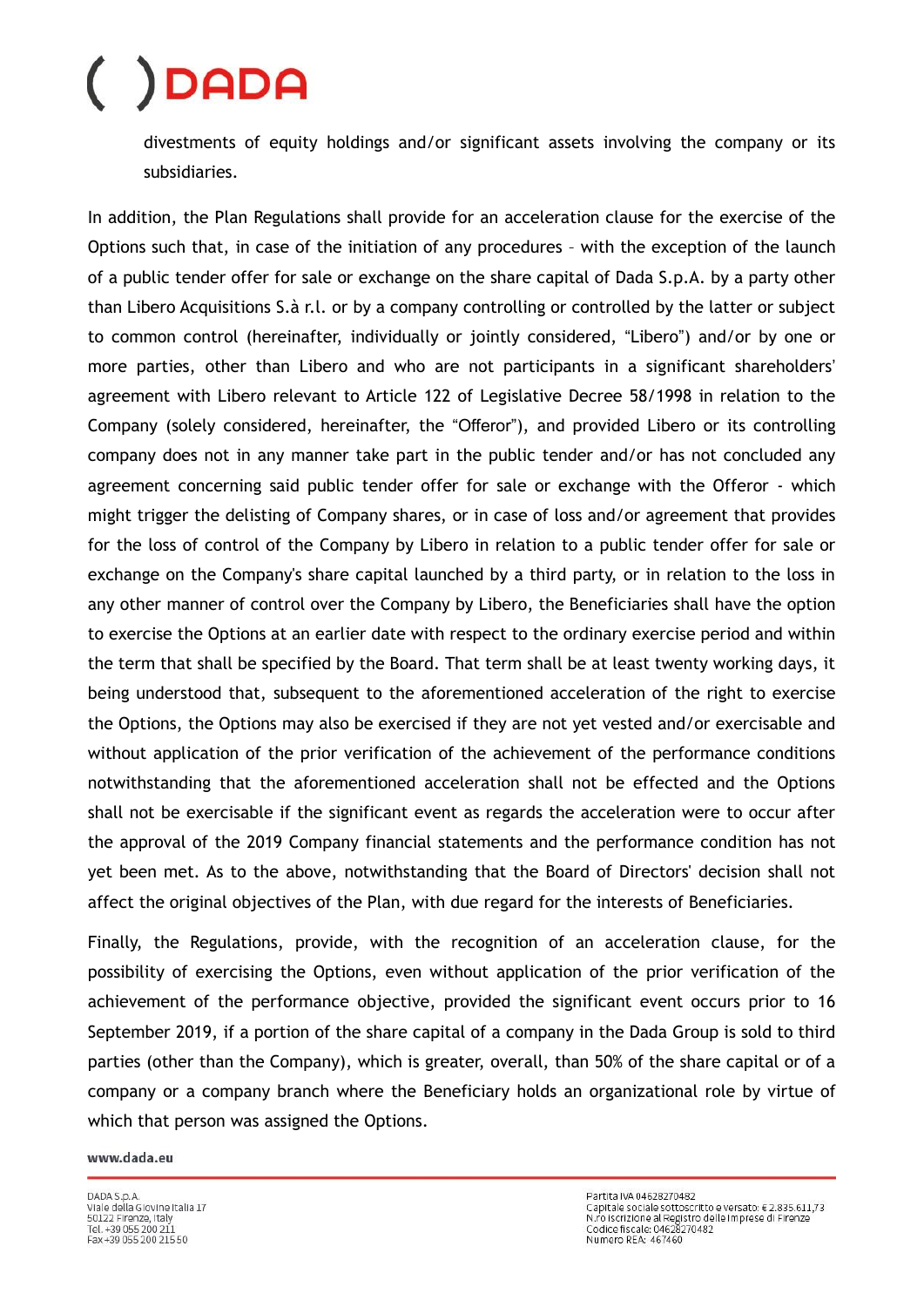divestments of equity holdings and/or significant assets involving the company or its subsidiaries.

In addition, the Plan Regulations shall provide for an acceleration clause for the exercise of the Options such that, in case of the initiation of any procedures – with the exception of the launch of a public tender offer for sale or exchange on the share capital of Dada S.p.A. by a party other than Libero Acquisitions S.à r.l. or by a company controlling or controlled by the latter or subject to common control (hereinafter, individually or jointly considered, "Libero") and/or by one or more parties, other than Libero and who are not participants in a significant shareholders' agreement with Libero relevant to Article 122 of Legislative Decree 58/1998 in relation to the Company (solely considered, hereinafter, the "Offeror"), and provided Libero or its controlling company does not in any manner take part in the public tender and/or has not concluded any agreement concerning said public tender offer for sale or exchange with the Offeror - which might trigger the delisting of Company shares, or in case of loss and/or agreement that provides for the loss of control of the Company by Libero in relation to a public tender offer for sale or exchange on the Company's share capital launched by a third party, or in relation to the loss in any other manner of control over the Company by Libero, the Beneficiaries shall have the option to exercise the Options at an earlier date with respect to the ordinary exercise period and within the term that shall be specified by the Board. That term shall be at least twenty working days, it being understood that, subsequent to the aforementioned acceleration of the right to exercise the Options, the Options may also be exercised if they are not yet vested and/or exercisable and without application of the prior verification of the achievement of the performance conditions notwithstanding that the aforementioned acceleration shall not be effected and the Options shall not be exercisable if the significant event as regards the acceleration were to occur after the approval of the 2019 Company financial statements and the performance condition has not yet been met. As to the above, notwithstanding that the Board of Directors' decision shall not affect the original objectives of the Plan, with due regard for the interests of Beneficiaries.

Finally, the Regulations, provide, with the recognition of an acceleration clause, for the possibility of exercising the Options, even without application of the prior verification of the achievement of the performance objective, provided the significant event occurs prior to 16 September 2019, if a portion of the share capital of a company in the Dada Group is sold to third parties (other than the Company), which is greater, overall, than 50% of the share capital or of a company or a company branch where the Beneficiary holds an organizational role by virtue of which that person was assigned the Options.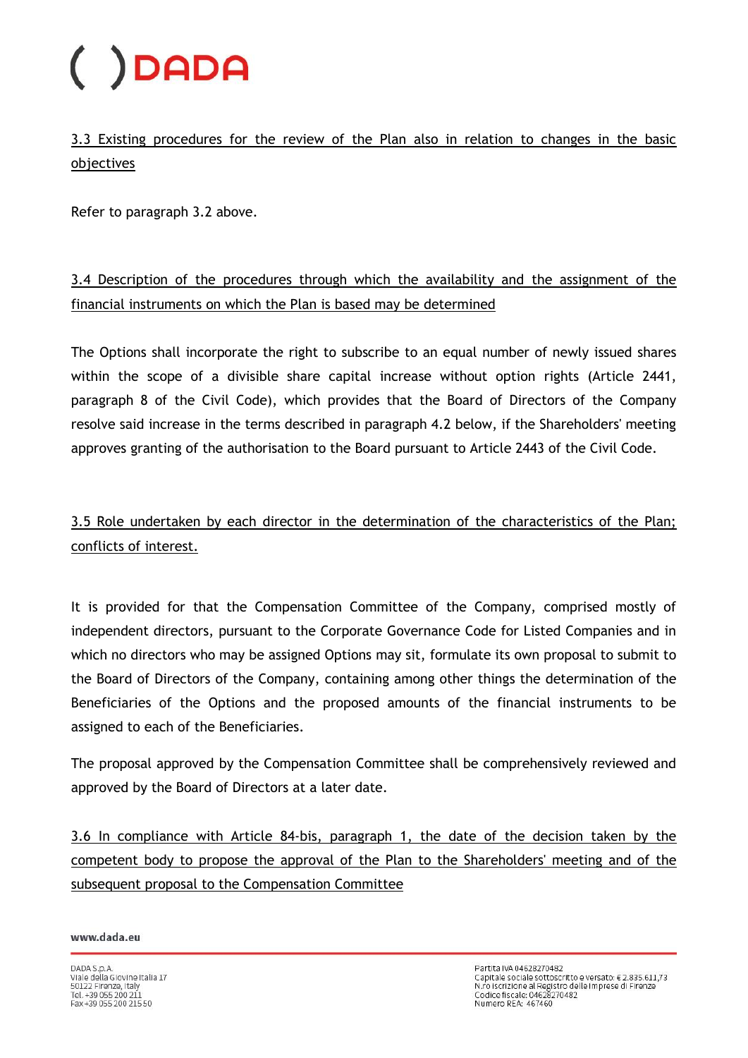3.3 Existing procedures for the review of the Plan also in relation to changes in the basic objectives

Refer to paragraph 3.2 above.

3.4 Description of the procedures through which the availability and the assignment of the financial instruments on which the Plan is based may be determined

The Options shall incorporate the right to subscribe to an equal number of newly issued shares within the scope of a divisible share capital increase without option rights (Article 2441, paragraph 8 of the Civil Code), which provides that the Board of Directors of the Company resolve said increase in the terms described in paragraph 4.2 below, if the Shareholders' meeting approves granting of the authorisation to the Board pursuant to Article 2443 of the Civil Code.

3.5 Role undertaken by each director in the determination of the characteristics of the Plan; conflicts of interest.

It is provided for that the Compensation Committee of the Company, comprised mostly of independent directors, pursuant to the Corporate Governance Code for Listed Companies and in which no directors who may be assigned Options may sit, formulate its own proposal to submit to the Board of Directors of the Company, containing among other things the determination of the Beneficiaries of the Options and the proposed amounts of the financial instruments to be assigned to each of the Beneficiaries.

The proposal approved by the Compensation Committee shall be comprehensively reviewed and approved by the Board of Directors at a later date.

3.6 In compliance with Article 84-bis, paragraph 1, the date of the decision taken by the competent body to propose the approval of the Plan to the Shareholders' meeting and of the subsequent proposal to the Compensation Committee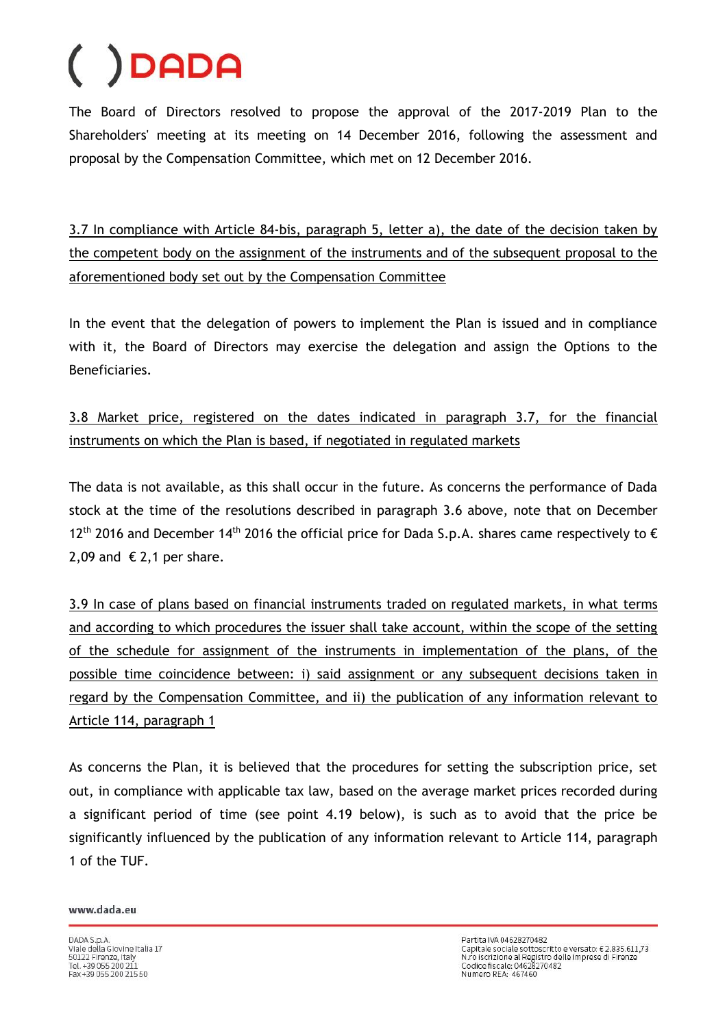The Board of Directors resolved to propose the approval of the 2017-2019 Plan to the Shareholders' meeting at its meeting on 14 December 2016, following the assessment and proposal by the Compensation Committee, which met on 12 December 2016.

3.7 In compliance with Article 84-bis, paragraph 5, letter a), the date of the decision taken by the competent body on the assignment of the instruments and of the subsequent proposal to the aforementioned body set out by the Compensation Committee

In the event that the delegation of powers to implement the Plan is issued and in compliance with it, the Board of Directors may exercise the delegation and assign the Options to the Beneficiaries.

3.8 Market price, registered on the dates indicated in paragraph 3.7, for the financial instruments on which the Plan is based, if negotiated in regulated markets

The data is not available, as this shall occur in the future. As concerns the performance of Dada stock at the time of the resolutions described in paragraph 3.6 above, note that on December 12th 2016 and December 14th 2016 the official price for Dada S.p.A. shares came respectively to € 2,09 and € 2,1 per share.

3.9 In case of plans based on financial instruments traded on regulated markets, in what terms and according to which procedures the issuer shall take account, within the scope of the setting of the schedule for assignment of the instruments in implementation of the plans, of the possible time coincidence between: i) said assignment or any subsequent decisions taken in regard by the Compensation Committee, and ii) the publication of any information relevant to Article 114, paragraph 1

As concerns the Plan, it is believed that the procedures for setting the subscription price, set out, in compliance with applicable tax law, based on the average market prices recorded during a significant period of time (see point 4.19 below), is such as to avoid that the price be significantly influenced by the publication of any information relevant to Article 114, paragraph 1 of the TUF.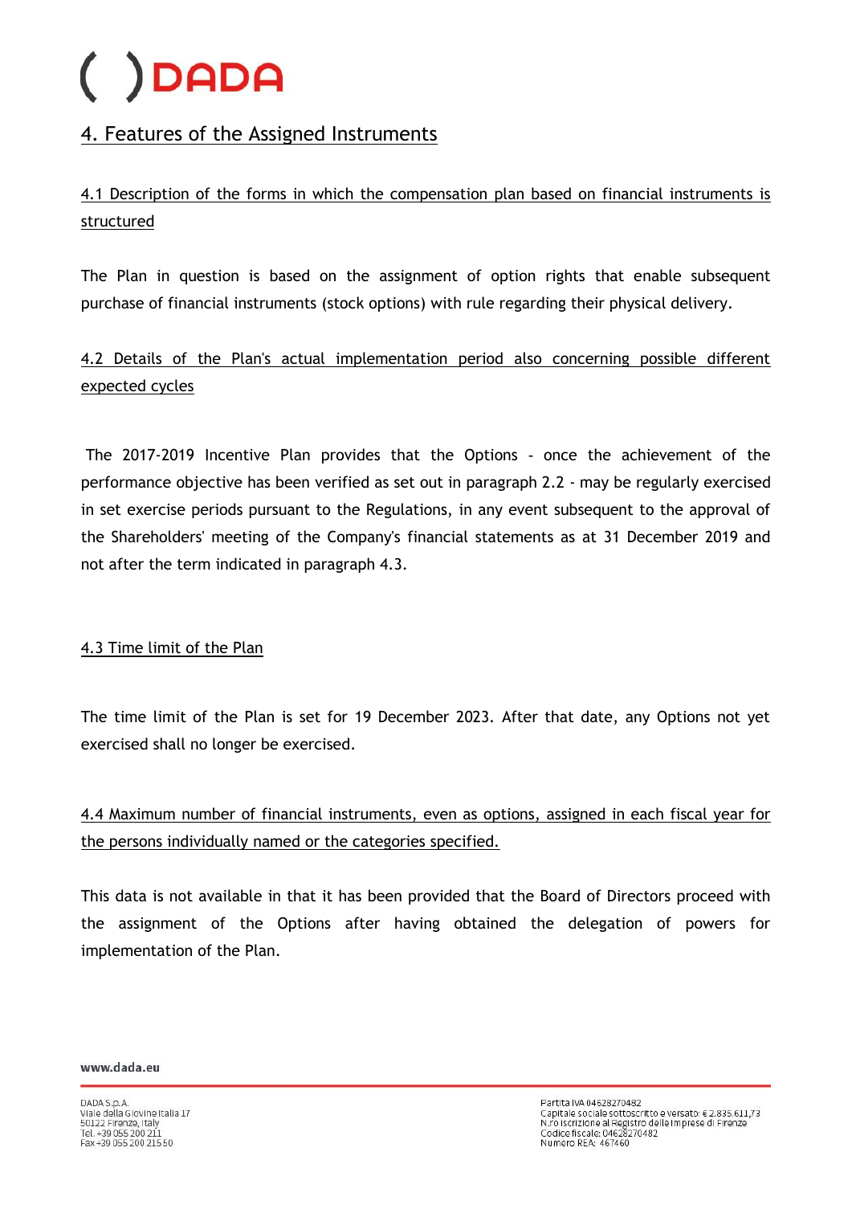## 4. Features of the Assigned Instruments

### 4.1 Description of the forms in which the compensation plan based on financial instruments is structured

The Plan in question is based on the assignment of option rights that enable subsequent purchase of financial instruments (stock options) with rule regarding their physical delivery.

### 4.2 Details of the Plan's actual implementation period also concerning possible different expected cycles

The 2017-2019 Incentive Plan provides that the Options - once the achievement of the performance objective has been verified as set out in paragraph 2.2 - may be regularly exercised in set exercise periods pursuant to the Regulations, in any event subsequent to the approval of the Shareholders' meeting of the Company's financial statements as at 31 December 2019 and not after the term indicated in paragraph 4.3.

### 4.3 Time limit of the Plan

The time limit of the Plan is set for 19 December 2023. After that date, any Options not yet exercised shall no longer be exercised.

### 4.4 Maximum number of financial instruments, even as options, assigned in each fiscal year for the persons individually named or the categories specified.

This data is not available in that it has been provided that the Board of Directors proceed with the assignment of the Options after having obtained the delegation of powers for implementation of the Plan.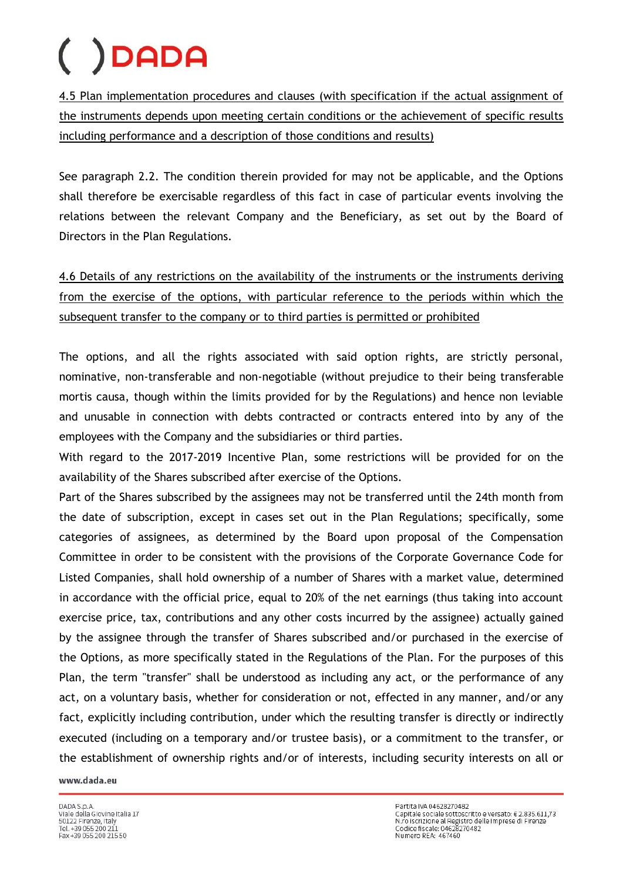4.5 Plan implementation procedures and clauses (with specification if the actual assignment of the instruments depends upon meeting certain conditions or the achievement of specific results including performance and a description of those conditions and results)

See paragraph 2.2. The condition therein provided for may not be applicable, and the Options shall therefore be exercisable regardless of this fact in case of particular events involving the relations between the relevant Company and the Beneficiary, as set out by the Board of Directors in the Plan Regulations.

4.6 Details of any restrictions on the availability of the instruments or the instruments deriving from the exercise of the options, with particular reference to the periods within which the subsequent transfer to the company or to third parties is permitted or prohibited

The options, and all the rights associated with said option rights, are strictly personal, nominative, non-transferable and non-negotiable (without prejudice to their being transferable mortis causa, though within the limits provided for by the Regulations) and hence non leviable and unusable in connection with debts contracted or contracts entered into by any of the employees with the Company and the subsidiaries or third parties.

With regard to the 2017-2019 Incentive Plan, some restrictions will be provided for on the availability of the Shares subscribed after exercise of the Options.

Part of the Shares subscribed by the assignees may not be transferred until the 24th month from the date of subscription, except in cases set out in the Plan Regulations; specifically, some categories of assignees, as determined by the Board upon proposal of the Compensation Committee in order to be consistent with the provisions of the Corporate Governance Code for Listed Companies, shall hold ownership of a number of Shares with a market value, determined in accordance with the official price, equal to 20% of the net earnings (thus taking into account exercise price, tax, contributions and any other costs incurred by the assignee) actually gained by the assignee through the transfer of Shares subscribed and/or purchased in the exercise of the Options, as more specifically stated in the Regulations of the Plan. For the purposes of this Plan, the term "transfer" shall be understood as including any act, or the performance of any act, on a voluntary basis, whether for consideration or not, effected in any manner, and/or any fact, explicitly including contribution, under which the resulting transfer is directly or indirectly executed (including on a temporary and/or trustee basis), or a commitment to the transfer, or the establishment of ownership rights and/or of interests, including security interests on all or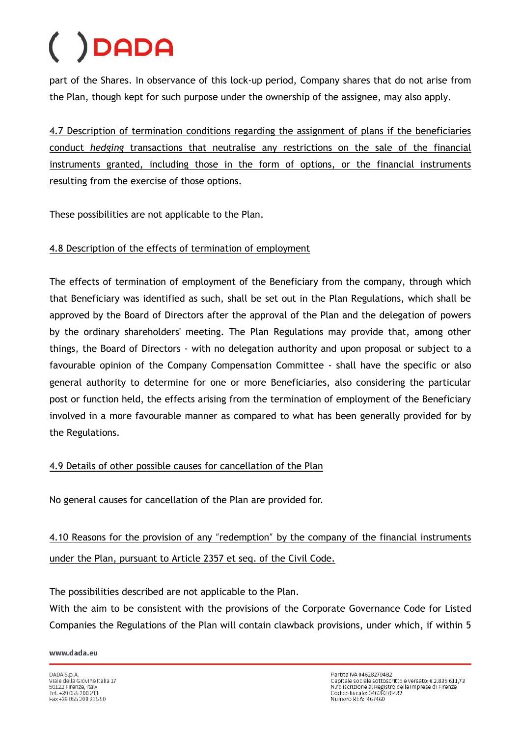part of the Shares. In observance of this lock-up period, Company shares that do not arise from the Plan, though kept for such purpose under the ownership of the assignee, may also apply.

4.7 Description of termination conditions regarding the assignment of plans if the beneficiaries conduct *hedging* transactions that neutralise any restrictions on the sale of the financial instruments granted, including those in the form of options, or the financial instruments resulting from the exercise of those options.

These possibilities are not applicable to the Plan.

4.8 Description of the effects of termination of employment

The effects of termination of employment of the Beneficiary from the company, through which that Beneficiary was identified as such, shall be set out in the Plan Regulations, which shall be approved by the Board of Directors after the approval of the Plan and the delegation of powers by the ordinary shareholders' meeting. The Plan Regulations may provide that, among other things, the Board of Directors - with no delegation authority and upon proposal or subject to a favourable opinion of the Company Compensation Committee - shall have the specific or also general authority to determine for one or more Beneficiaries, also considering the particular post or function held, the effects arising from the termination of employment of the Beneficiary involved in a more favourable manner as compared to what has been generally provided for by the Regulations.

4.9 Details of other possible causes for cancellation of the Plan

No general causes for cancellation of the Plan are provided for.

4.10 Reasons for the provision of any "redemption" by the company of the financial instruments under the Plan, pursuant to Article 2357 et seq. of the Civil Code.

The possibilities described are not applicable to the Plan.
With the aim to be consistent with the provisions of the Corporate Governance Code for Listed Companies the Regulations of the Plan will contain clawback provisions, under which, if within 5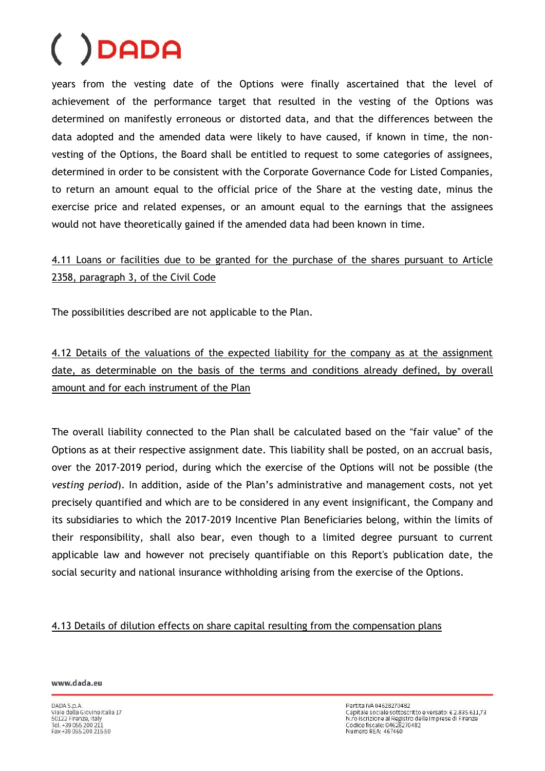years from the vesting date of the Options were finally ascertained that the level of achievement of the performance target that resulted in the vesting of the Options was determined on manifestly erroneous or distorted data, and that the differences between the data adopted and the amended data were likely to have caused, if known in time, the non-vesting of the Options, the Board shall be entitled to request to some categories of assignees, determined in order to be consistent with the Corporate Governance Code for Listed Companies, to return an amount equal to the official price of the Share at the vesting date, minus the exercise price and related expenses, or an amount equal to the earnings that the assignees would not have theoretically gained if the amended data had been known in time.

4.11 Loans or facilities due to be granted for the purchase of the shares pursuant to Article 2358, paragraph 3, of the Civil Code

The possibilities described are not applicable to the Plan.

4.12 Details of the valuations of the expected liability for the company as at the assignment date, as determinable on the basis of the terms and conditions already defined, by overall amount and for each instrument of the Plan

The overall liability connected to the Plan shall be calculated based on the "fair value" of the Options as at their respective assignment date. This liability shall be posted, on an accrual basis, over the 2017-2019 period, during which the exercise of the Options will not be possible (the *vesting period*). In addition, aside of the Plan's administrative and management costs, not yet precisely quantified and which are to be considered in any event insignificant, the Company and its subsidiaries to which the 2017-2019 Incentive Plan Beneficiaries belong, within the limits of their responsibility, shall also bear, even though to a limited degree pursuant to current applicable law and however not precisely quantifiable on this Report's publication date, the social security and national insurance withholding arising from the exercise of the Options.

4.13 Details of dilution effects on share capital resulting from the compensation plans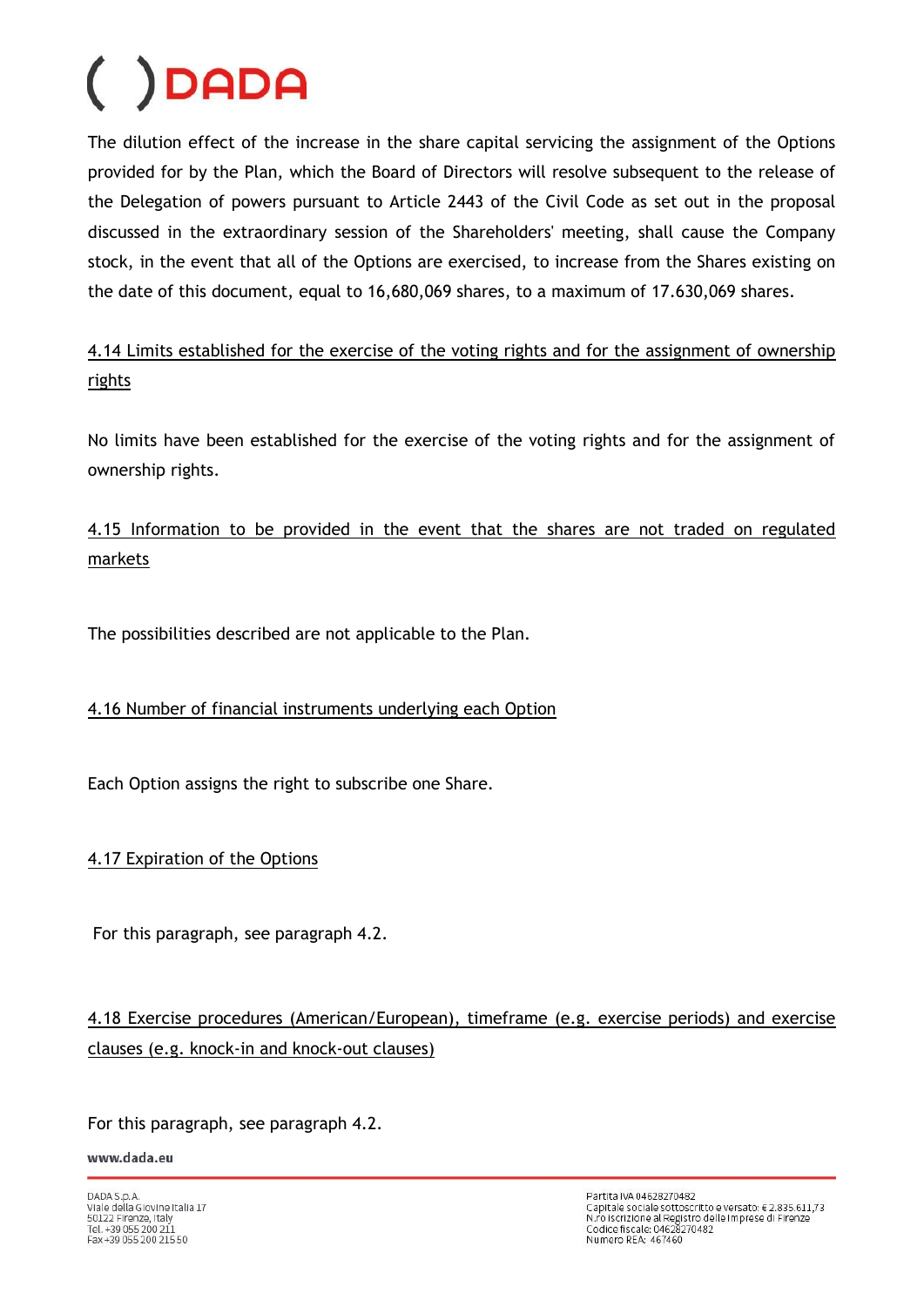The dilution effect of the increase in the share capital servicing the assignment of the Options provided for by the Plan, which the Board of Directors will resolve subsequent to the release of the Delegation of powers pursuant to Article 2443 of the Civil Code as set out in the proposal discussed in the extraordinary session of the Shareholders' meeting, shall cause the Company stock, in the event that all of the Options are exercised, to increase from the Shares existing on the date of this document, equal to 16,680,069 shares, to a maximum of 17.630,069 shares.

4.14 Limits established for the exercise of the voting rights and for the assignment of ownership rights

No limits have been established for the exercise of the voting rights and for the assignment of ownership rights.

4.15 Information to be provided in the event that the shares are not traded on regulated markets

The possibilities described are not applicable to the Plan.

4.16 Number of financial instruments underlying each Option

Each Option assigns the right to subscribe one Share.

4.17 Expiration of the Options

For this paragraph, see paragraph 4.2.

4.18 Exercise procedures (American/European), timeframe (e.g. exercise periods) and exercise clauses (e.g. knock-in and knock-out clauses)

For this paragraph, see paragraph 4.2.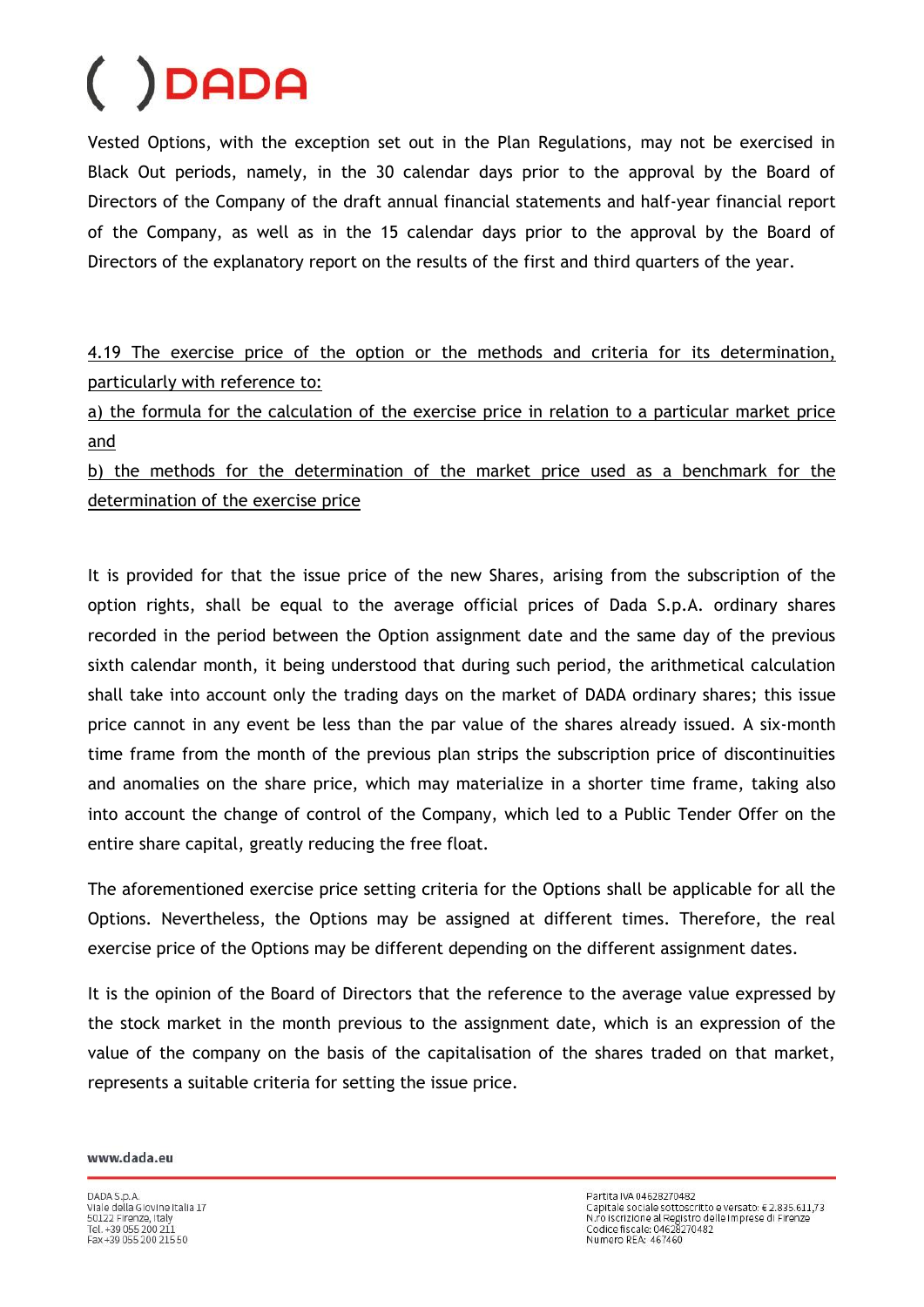Vested Options, with the exception set out in the Plan Regulations, may not be exercised in Black Out periods, namely, in the 30 calendar days prior to the approval by the Board of Directors of the Company of the draft annual financial statements and half-year financial report of the Company, as well as in the 15 calendar days prior to the approval by the Board of Directors of the explanatory report on the results of the first and third quarters of the year.

<u>4.19 The exercise price of the option or the methods and criteria for its determination, particularly with reference to:</u>

<u>a) the formula for the calculation of the exercise price in relation to a particular market price and</u>

<u>b) the methods for the determination of the market price used as a benchmark for the determination of the exercise price</u>

It is provided for that the issue price of the new Shares, arising from the subscription of the option rights, shall be equal to the average official prices of Dada S.p.A. ordinary shares recorded in the period between the Option assignment date and the same day of the previous sixth calendar month, it being understood that during such period, the arithmetical calculation shall take into account only the trading days on the market of DADA ordinary shares; this issue price cannot in any event be less than the par value of the shares already issued. A six-month time frame from the month of the previous plan strips the subscription price of discontinuities and anomalies on the share price, which may materialize in a shorter time frame, taking also into account the change of control of the Company, which led to a Public Tender Offer on the entire share capital, greatly reducing the free float.

The aforementioned exercise price setting criteria for the Options shall be applicable for all the Options. Nevertheless, the Options may be assigned at different times. Therefore, the real exercise price of the Options may be different depending on the different assignment dates.

It is the opinion of the Board of Directors that the reference to the average value expressed by the stock market in the month previous to the assignment date, which is an expression of the value of the company on the basis of the capitalisation of the shares traded on that market, represents a suitable criteria for setting the issue price.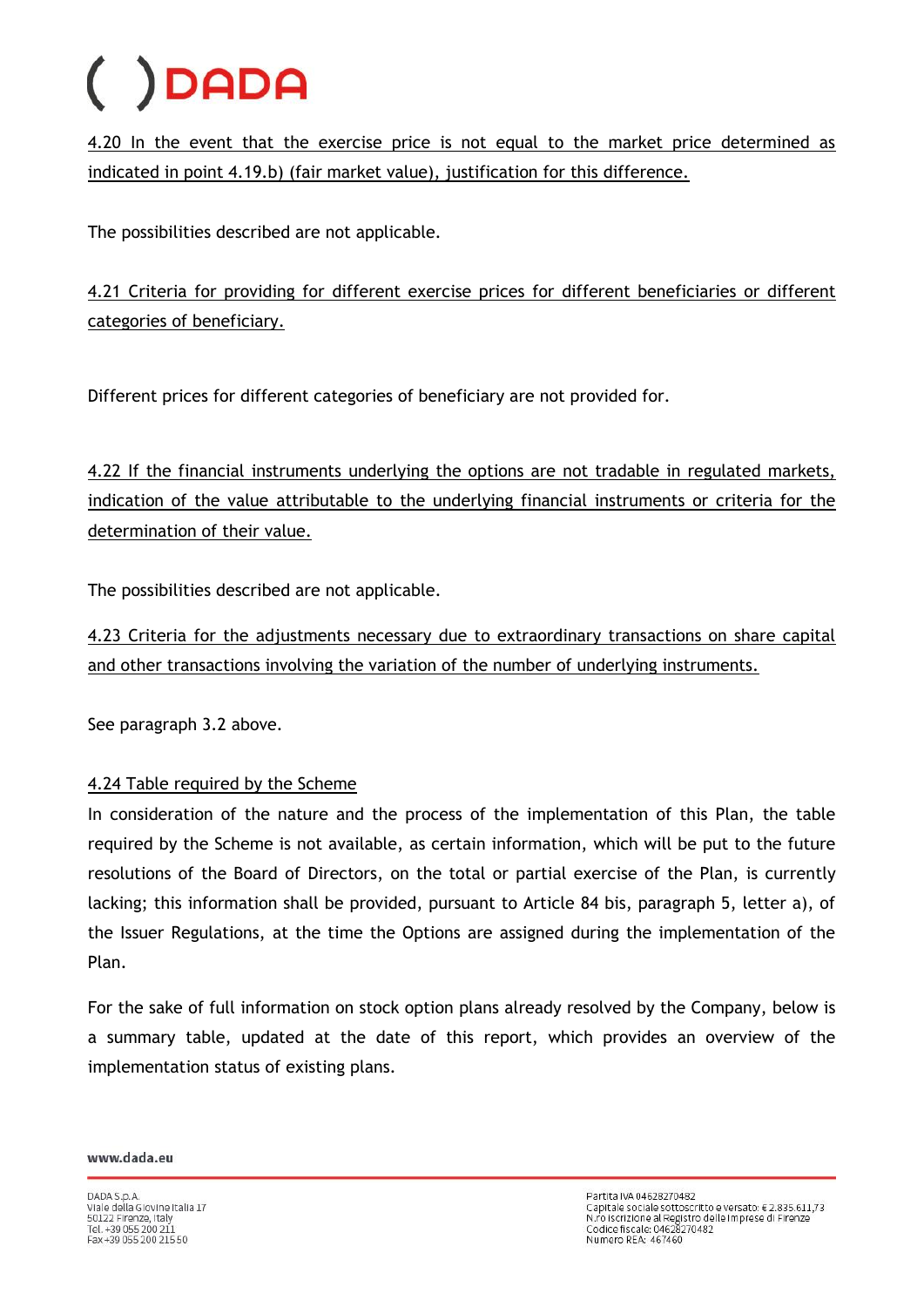4.20 In the event that the exercise price is not equal to the market price determined as indicated in point 4.19.b) (fair market value), justification for this difference.

The possibilities described are not applicable.

4.21 Criteria for providing for different exercise prices for different beneficiaries or different categories of beneficiary.

Different prices for different categories of beneficiary are not provided for.

4.22 If the financial instruments underlying the options are not tradable in regulated markets, indication of the value attributable to the underlying financial instruments or criteria for the determination of their value.

The possibilities described are not applicable.

4.23 Criteria for the adjustments necessary due to extraordinary transactions on share capital and other transactions involving the variation of the number of underlying instruments.

See paragraph 3.2 above.

4.24 Table required by the Scheme

In consideration of the nature and the process of the implementation of this Plan, the table required by the Scheme is not available, as certain information, which will be put to the future resolutions of the Board of Directors, on the total or partial exercise of the Plan, is currently lacking; this information shall be provided, pursuant to Article 84 bis, paragraph 5, letter a), of the Issuer Regulations, at the time the Options are assigned during the implementation of the Plan.

For the sake of full information on stock option plans already resolved by the Company, below is a summary table, updated at the date of this report, which provides an overview of the implementation status of existing plans.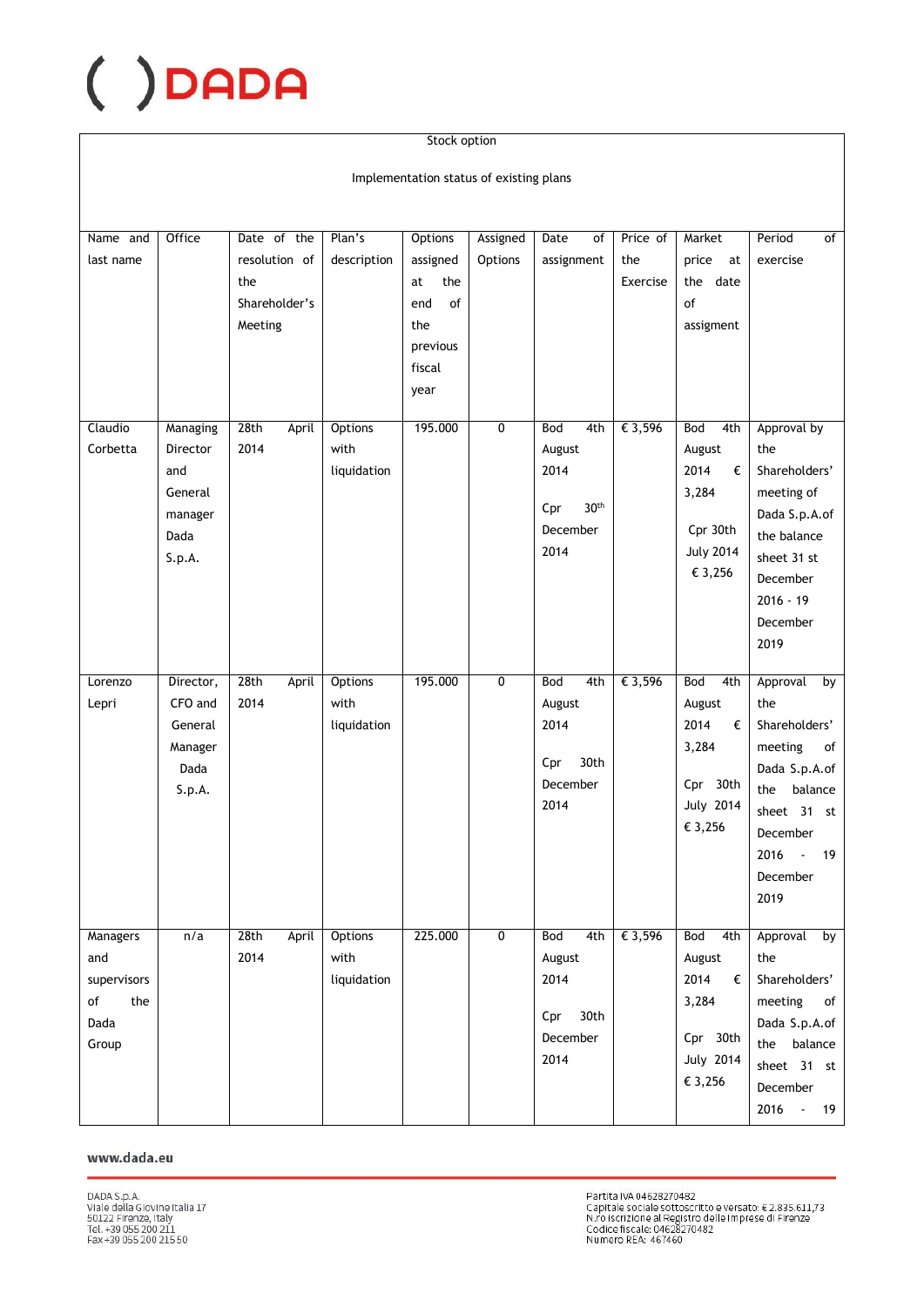| Stock option | | | | | | | | | |
|---|---|---|---|---|---|---|---|---|---|
| Implementation status of existing plans | | | | | | | | | |
| Name and last name | Office | Date of the resolution of the Shareholder's Meeting | Plan's description | Options assigned at the end of the previous fiscal year | Assigned Options | Date of assignment | Price of the Exercise | Market price at the date of assigment | Period of exercise |
| Claudio Corbetta | Managing Director and General manager Dada S.p.A. | 28th April 2014 | Options with liquidation | 195.000 | 0 | Bod 4th August 2014 Cpr 30th December 2014 | € 3,596 | Bod 4th August 2014 € 3,284 Cpr 30th July 2014 € 3,256 | Approval by the Shareholders' meeting of Dada S.p.A.of the balance sheet 31 st December 2016 - 19 December 2019 |
| Lorenzo Lepri | Director, CFO and General Manager Dada S.p.A. | 28th April 2014 | Options with liquidation | 195.000 | 0 | Bod 4th August 2014 Cpr 30th December 2014 | € 3,596 | Bod 4th August 2014 € 3,284 Cpr 30th July 2014 € 3,256 | Approval by the Shareholders' meeting of Dada S.p.A.of the balance sheet 31 st December 2016 - 19 December 2019 |
| Managers and supervisors of the Dada Group | n/a | 28th April 2014 | Options with liquidation | 225.000 | 0 | Bod 4th August 2014 Cpr 30th December 2014 | € 3,596 | Bod 4th August 2014 € 3,284 Cpr 30th July 2014 € 3,256 | Approval by the Shareholders' meeting of Dada S.p.A.of the balance sheet 31 st December 2016 - 19 |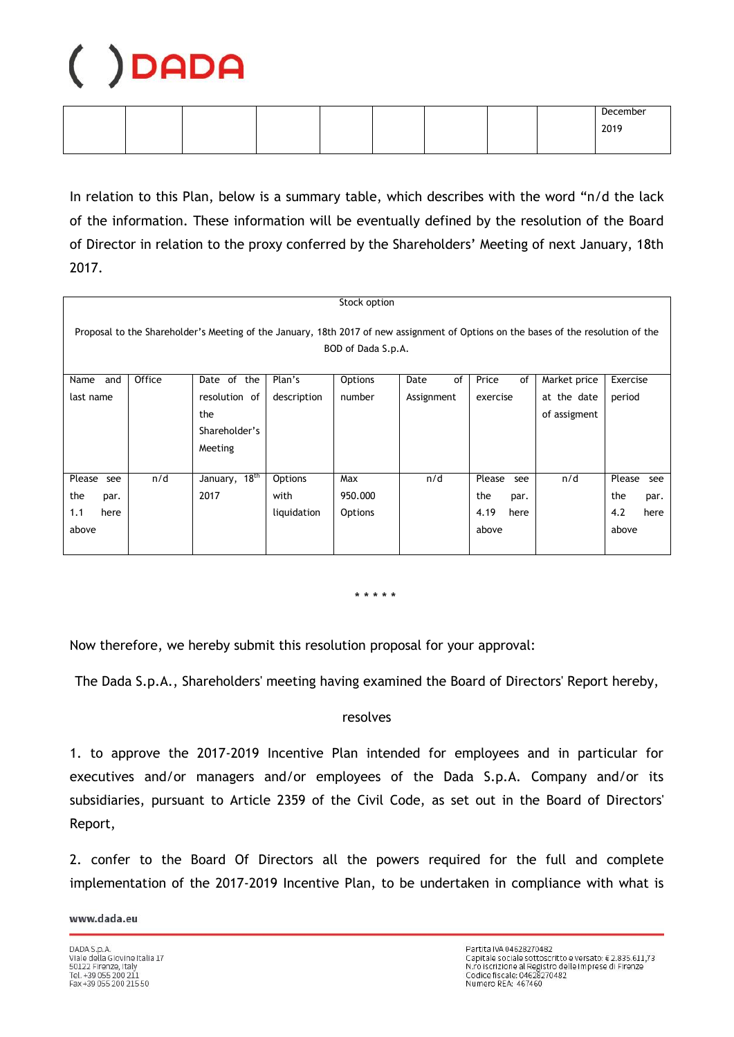| | | | | | | | | | December 2019 |
|---|---|---|---|---|---|---|---|---|---|

In relation to this Plan, below is a summary table, which describes with the word "n/d the lack of the information. These information will be eventually defined by the resolution of the Board of Director in relation to the proxy conferred by the Shareholders' Meeting of next January, 18th 2017.

| Stock option<br><br>Proposal to the Shareholder's Meeting of the January, 18th 2017 of new assignment of Options on the bases of the resolution of the BOD of Dada S.p.A. | | | | | | | | |
|---|---|---|---|---|---|---|---|---|
| Name and last name | Office | Date of the resolution of the Shareholder's Meeting | Plan's description | Options number | Date of Assignment | Price of exercise | Market price at the date of assigment | Exercise period |
| Please see the par. 1.1 here above | n/d | January, 18th 2017 | Options with liquidation | Max 950.000 Options | n/d | Please see the par. 4.19 here above | n/d | Please see the par. 4.2 here above |

\* \* \* \* \*

Now therefore, we hereby submit this resolution proposal for your approval:

The Dada S.p.A., Shareholders' meeting having examined the Board of Directors' Report hereby,

resolves

1. to approve the 2017-2019 Incentive Plan intended for employees and in particular for executives and/or managers and/or employees of the Dada S.p.A. Company and/or its subsidiaries, pursuant to Article 2359 of the Civil Code, as set out in the Board of Directors' Report,

2. confer to the Board Of Directors all the powers required for the full and complete implementation of the 2017-2019 Incentive Plan, to be undertaken in compliance with what is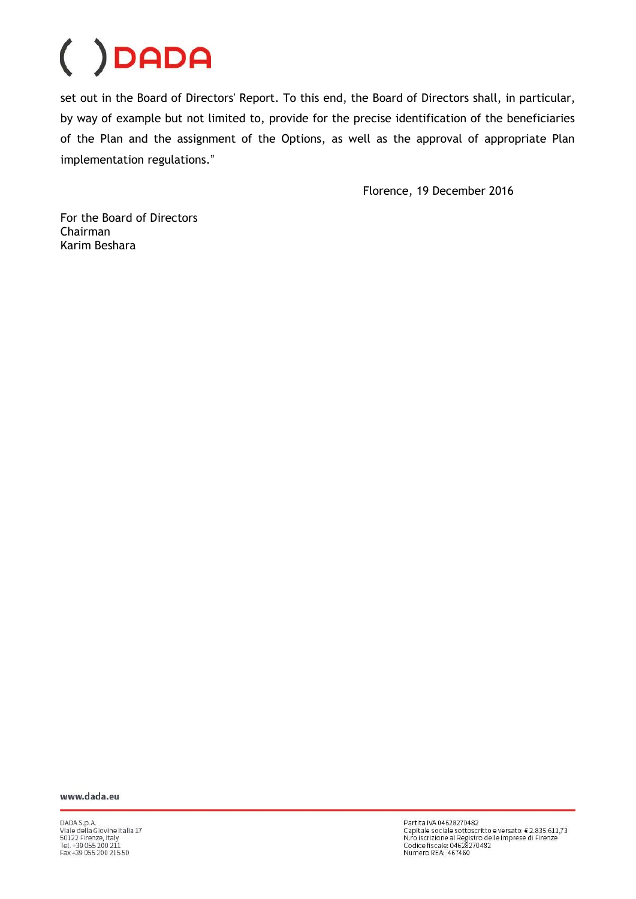set out in the Board of Directors' Report. To this end, the Board of Directors shall, in particular, by way of example but not limited to, provide for the precise identification of the beneficiaries of the Plan and the assignment of the Options, as well as the approval of appropriate Plan implementation regulations."

Florence, 19 December 2016

For the Board of Directors
Chairman
Karim Beshara